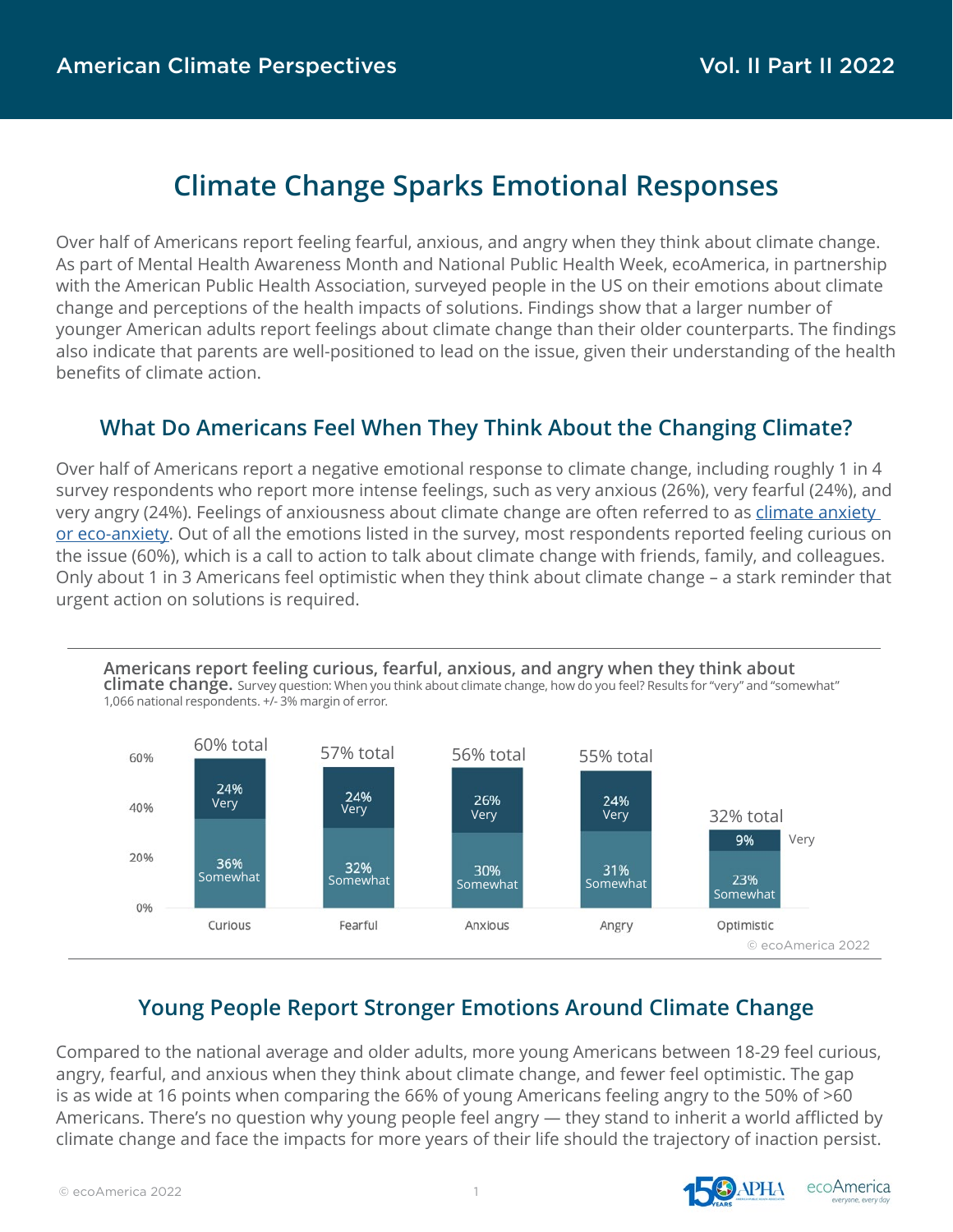American Climate Perspectives — Vol. II Part II 2022

# Climate Change Sparks Emotional Responses

Over half of Americans report feeling fearful, anxious, and angry when they think about climate change. As part of Mental Health Awareness Month and National Public Health Week, ecoAmerica, in partnership with the American Public Health Association, surveyed people in the US on their emotions about climate change and perceptions of the health impacts of solutions. Findings show that a larger number of younger American adults report feelings about climate change than their older counterparts. The findings also indicate that parents are well-positioned to lead on the issue, given their understanding of the health benefits of climate action.

## What Do Americans Feel When They Think About the Changing Climate?

Over half of Americans report a negative emotional response to climate change, including roughly 1 in 4 survey respondents who report more intense feelings, such as very anxious (26%), very fearful (24%), and very angry (24%). Feelings of anxiousness about climate change are often referred to as climate anxiety or eco-anxiety. Out of all the emotions listed in the survey, most respondents reported feeling curious on the issue (60%), which is a call to action to talk about climate change with friends, family, and colleagues. Only about 1 in 3 Americans feel optimistic when they think about climate change – a stark reminder that urgent action on solutions is required.

**Americans report feeling curious, fearful, anxious, and angry when they think about climate change.** Survey question: When you think about climate change, how do you feel? Results for "very" and "somewhat" 1,066 national respondents. +/- 3% margin of error.

| | Curious | Fearful | Anxious | Angry | Optimistic |
|---|---|---|---|---|---|
| Very | 24% | 24% | 26% | 24% | 9% |
| Somewhat | 36% | 32% | 30% | 31% | 23% |
| Total | 60% | 57% | 56% | 55% | 32% |

© ecoAmerica 2022

## Young People Report Stronger Emotions Around Climate Change

Compared to the national average and older adults, more young Americans between 18-29 feel curious, angry, fearful, and anxious when they think about climate change, and fewer feel optimistic. The gap is as wide at 16 points when comparing the 66% of young Americans feeling angry to the 50% of >60 Americans. There's no question why young people feel angry — they stand to inherit a world afflicted by climate change and face the impacts for more years of their life should the trajectory of inaction persist.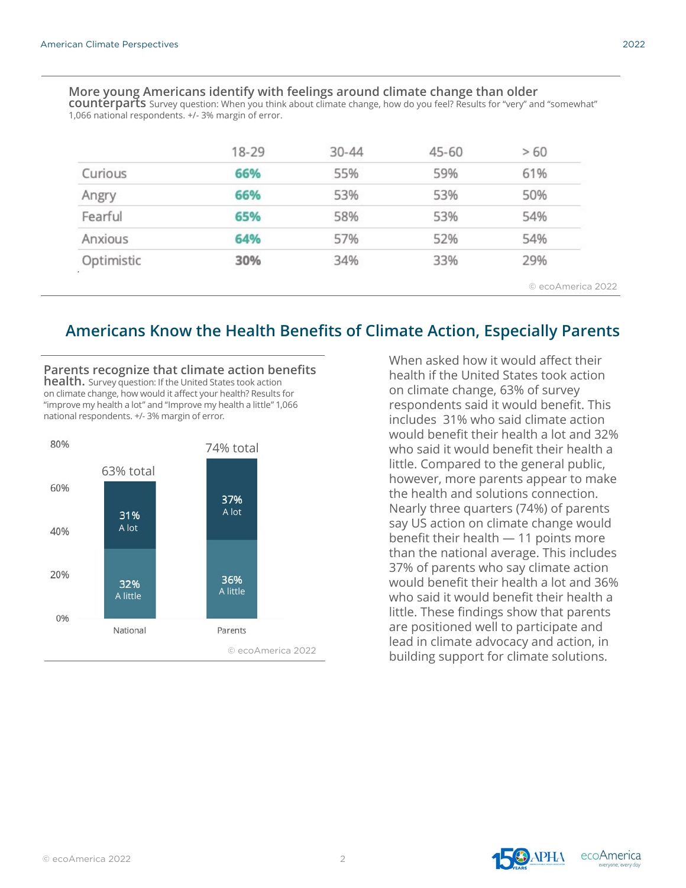**More young Americans identify with feelings around climate change than older counterparts** Survey question: When you think about climate change, how do you feel? Results for "very" and "somewhat" 1,066 national respondents. +/- 3% margin of error.

| | 18-29 | 30-44 | 45-60 | > 60 |
|---|---|---|---|---|
| Curious | **66%** | 55% | 59% | 61% |
| Angry | **66%** | 53% | 53% | 50% |
| Fearful | **65%** | 58% | 53% | 54% |
| Anxious | **64%** | 57% | 52% | 54% |
| Optimistic | **30%** | 34% | 33% | 29% |

© ecoAmerica 2022

## Americans Know the Health Benefits of Climate Action, Especially Parents

**Parents recognize that climate action benefits health.** Survey question: If the United States took action on climate change, how would it affect your health? Results for "improve my health a lot" and "Improve my health a little" 1,066 national respondents. +/- 3% margin of error.

80%
60%
40%
20%
0%

National
63% total
31% A lot
32% A little

Parents
74% total
37% A lot
36% A little

© ecoAmerica 2022

When asked how it would affect their health if the United States took action on climate change, 63% of survey respondents said it would benefit. This includes 31% who said climate action would benefit their health a lot and 32% who said it would benefit their health a little. Compared to the general public, however, more parents appear to make the health and solutions connection. Nearly three quarters (74%) of parents say US action on climate change would benefit their health — 11 points more than the national average. This includes 37% of parents who say climate action would benefit their health a lot and 36% who said it would benefit their health a little. These findings show that parents are positioned well to participate and lead in climate advocacy and action, in building support for climate solutions.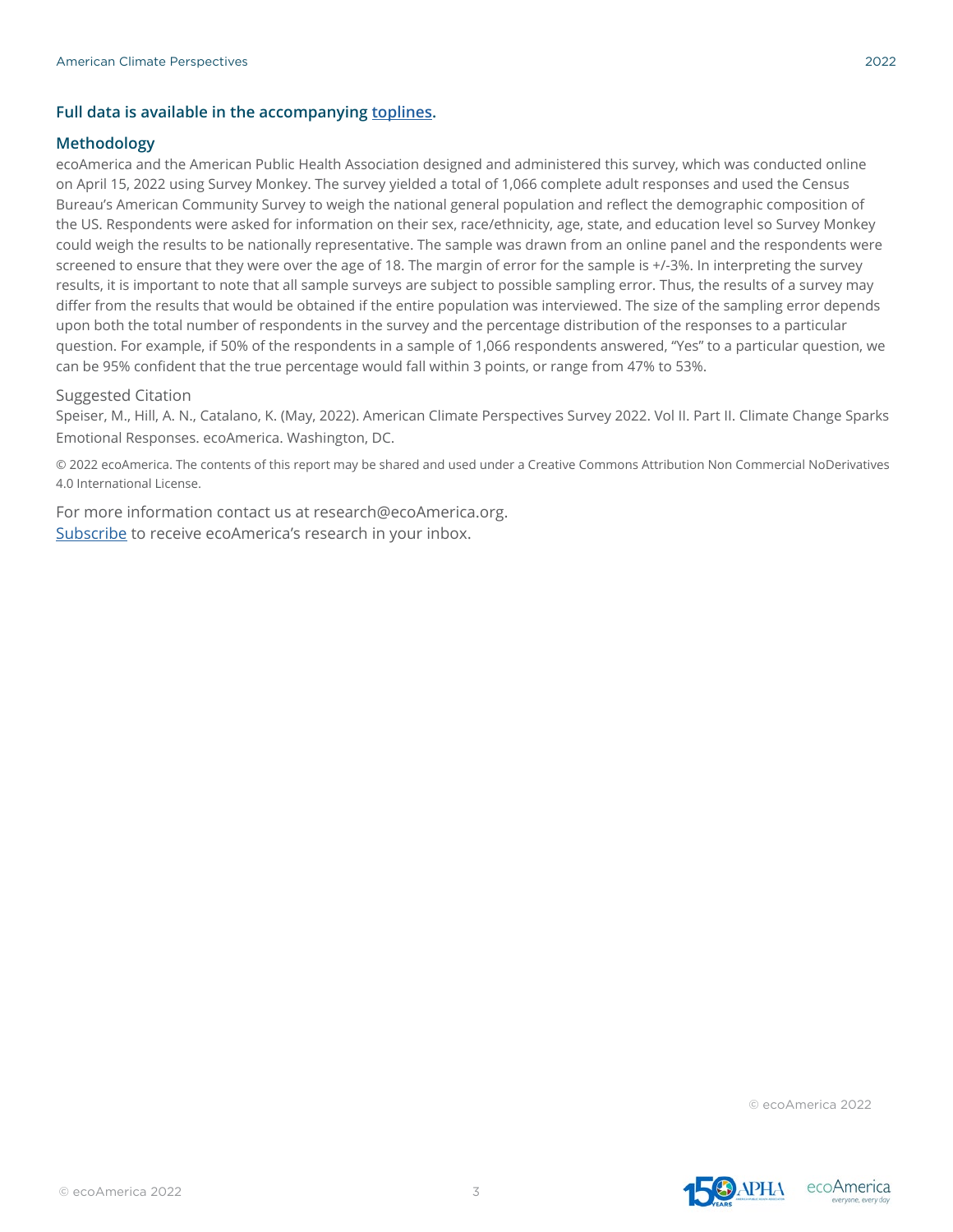**Full data is available in the accompanying toplines.**

## Methodology

ecoAmerica and the American Public Health Association designed and administered this survey, which was conducted online on April 15, 2022 using Survey Monkey. The survey yielded a total of 1,066 complete adult responses and used the Census Bureau's American Community Survey to weigh the national general population and reflect the demographic composition of the US. Respondents were asked for information on their sex, race/ethnicity, age, state, and education level so Survey Monkey could weigh the results to be nationally representative. The sample was drawn from an online panel and the respondents were screened to ensure that they were over the age of 18. The margin of error for the sample is +/-3%. In interpreting the survey results, it is important to note that all sample surveys are subject to possible sampling error. Thus, the results of a survey may differ from the results that would be obtained if the entire population was interviewed. The size of the sampling error depends upon both the total number of respondents in the survey and the percentage distribution of the responses to a particular question. For example, if 50% of the respondents in a sample of 1,066 respondents answered, "Yes" to a particular question, we can be 95% confident that the true percentage would fall within 3 points, or range from 47% to 53%.

Suggested Citation

Speiser, M., Hill, A. N., Catalano, K. (May, 2022). American Climate Perspectives Survey 2022. Vol II. Part II. Climate Change Sparks Emotional Responses. ecoAmerica. Washington, DC.

© 2022 ecoAmerica. The contents of this report may be shared and used under a Creative Commons Attribution Non Commercial NoDerivatives 4.0 International License.

For more information contact us at research@ecoAmerica.org.
Subscribe to receive ecoAmerica's research in your inbox.